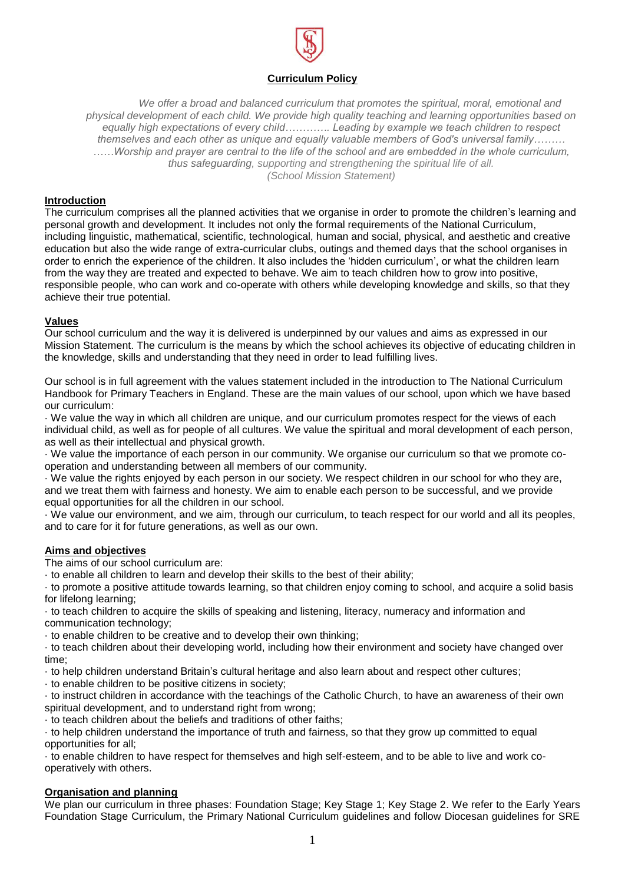# Curriculum Policy

*We offer a broad and balanced curriculum that promotes the spiritual, moral, emotional and physical development of each child. We provide high quality teaching and learning opportunities based on equally high expectations of every child………… Leading by example we teach children to respect themselves and each other as unique and equally valuable members of God's universal family……… ……Worship and prayer are central to the life of the school and are embedded in the whole curriculum, thus safeguarding, supporting and strengthening the spiritual life of all.*
*(School Mission Statement)*

## Introduction

The curriculum comprises all the planned activities that we organise in order to promote the children's learning and personal growth and development. It includes not only the formal requirements of the National Curriculum, including linguistic, mathematical, scientific, technological, human and social, physical, and aesthetic and creative education but also the wide range of extra-curricular clubs, outings and themed days that the school organises in order to enrich the experience of the children. It also includes the 'hidden curriculum', or what the children learn from the way they are treated and expected to behave. We aim to teach children how to grow into positive, responsible people, who can work and co-operate with others while developing knowledge and skills, so that they achieve their true potential.

## Values

Our school curriculum and the way it is delivered is underpinned by our values and aims as expressed in our Mission Statement. The curriculum is the means by which the school achieves its objective of educating children in the knowledge, skills and understanding that they need in order to lead fulfilling lives.

Our school is in full agreement with the values statement included in the introduction to The National Curriculum Handbook for Primary Teachers in England. These are the main values of our school, upon which we have based our curriculum:

- We value the way in which all children are unique, and our curriculum promotes respect for the views of each individual child, as well as for people of all cultures. We value the spiritual and moral development of each person, as well as their intellectual and physical growth.
- We value the importance of each person in our community. We organise our curriculum so that we promote co-operation and understanding between all members of our community.
- We value the rights enjoyed by each person in our society. We respect children in our school for who they are, and we treat them with fairness and honesty. We aim to enable each person to be successful, and we provide equal opportunities for all the children in our school.
- We value our environment, and we aim, through our curriculum, to teach respect for our world and all its peoples, and to care for it for future generations, as well as our own.

## Aims and objectives

The aims of our school curriculum are:

- to enable all children to learn and develop their skills to the best of their ability;
- to promote a positive attitude towards learning, so that children enjoy coming to school, and acquire a solid basis for lifelong learning;
- to teach children to acquire the skills of speaking and listening, literacy, numeracy and information and communication technology;
- to enable children to be creative and to develop their own thinking;
- to teach children about their developing world, including how their environment and society have changed over time;
- to help children understand Britain's cultural heritage and also learn about and respect other cultures;
- to enable children to be positive citizens in society;
- to instruct children in accordance with the teachings of the Catholic Church, to have an awareness of their own spiritual development, and to understand right from wrong;
- to teach children about the beliefs and traditions of other faiths;
- to help children understand the importance of truth and fairness, so that they grow up committed to equal opportunities for all;
- to enable children to have respect for themselves and high self-esteem, and to be able to live and work co-operatively with others.

## Organisation and planning

We plan our curriculum in three phases: Foundation Stage; Key Stage 1; Key Stage 2. We refer to the Early Years Foundation Stage Curriculum, the Primary National Curriculum guidelines and follow Diocesan guidelines for SRE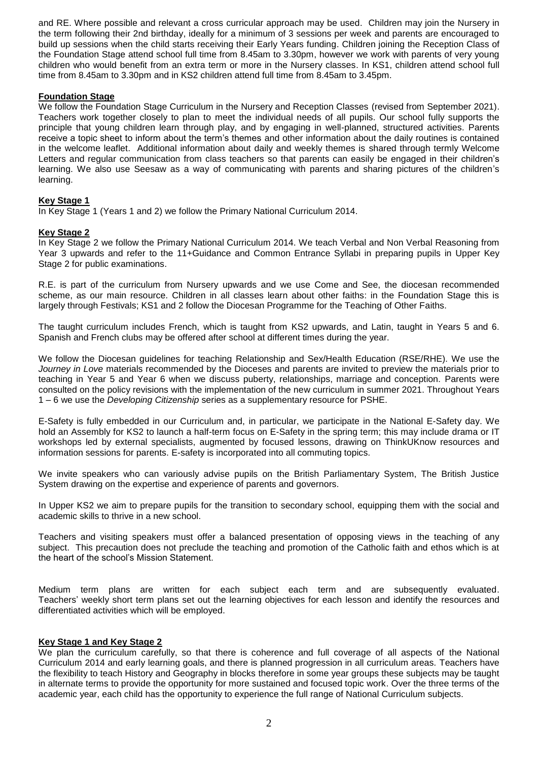and RE. Where possible and relevant a cross curricular approach may be used. Children may join the Nursery in the term following their 2nd birthday, ideally for a minimum of 3 sessions per week and parents are encouraged to build up sessions when the child starts receiving their Early Years funding. Children joining the Reception Class of the Foundation Stage attend school full time from 8.45am to 3.30pm, however we work with parents of very young children who would benefit from an extra term or more in the Nursery classes. In KS1, children attend school full time from 8.45am to 3.30pm and in KS2 children attend full time from 8.45am to 3.45pm.

**Foundation Stage**

We follow the Foundation Stage Curriculum in the Nursery and Reception Classes (revised from September 2021). Teachers work together closely to plan to meet the individual needs of all pupils. Our school fully supports the principle that young children learn through play, and by engaging in well-planned, structured activities. Parents receive a topic sheet to inform about the term's themes and other information about the daily routines is contained in the welcome leaflet. Additional information about daily and weekly themes is shared through termly Welcome Letters and regular communication from class teachers so that parents can easily be engaged in their children's learning. We also use Seesaw as a way of communicating with parents and sharing pictures of the children's learning.

**Key Stage 1**

In Key Stage 1 (Years 1 and 2) we follow the Primary National Curriculum 2014.

**Key Stage 2**

In Key Stage 2 we follow the Primary National Curriculum 2014. We teach Verbal and Non Verbal Reasoning from Year 3 upwards and refer to the 11+Guidance and Common Entrance Syllabi in preparing pupils in Upper Key Stage 2 for public examinations.

R.E. is part of the curriculum from Nursery upwards and we use Come and See, the diocesan recommended scheme, as our main resource. Children in all classes learn about other faiths: in the Foundation Stage this is largely through Festivals; KS1 and 2 follow the Diocesan Programme for the Teaching of Other Faiths.

The taught curriculum includes French, which is taught from KS2 upwards, and Latin, taught in Years 5 and 6. Spanish and French clubs may be offered after school at different times during the year.

We follow the Diocesan guidelines for teaching Relationship and Sex/Health Education (RSE/RHE). We use the *Journey in Love* materials recommended by the Dioceses and parents are invited to preview the materials prior to teaching in Year 5 and Year 6 when we discuss puberty, relationships, marriage and conception. Parents were consulted on the policy revisions with the implementation of the new curriculum in summer 2021. Throughout Years 1 – 6 we use the *Developing Citizenship* series as a supplementary resource for PSHE.

E-Safety is fully embedded in our Curriculum and, in particular, we participate in the National E-Safety day. We hold an Assembly for KS2 to launch a half-term focus on E-Safety in the spring term; this may include drama or IT workshops led by external specialists, augmented by focused lessons, drawing on ThinkUKnow resources and information sessions for parents. E-safety is incorporated into all commuting topics.

We invite speakers who can variously advise pupils on the British Parliamentary System, The British Justice System drawing on the expertise and experience of parents and governors.

In Upper KS2 we aim to prepare pupils for the transition to secondary school, equipping them with the social and academic skills to thrive in a new school.

Teachers and visiting speakers must offer a balanced presentation of opposing views in the teaching of any subject. This precaution does not preclude the teaching and promotion of the Catholic faith and ethos which is at the heart of the school's Mission Statement.

Medium term plans are written for each subject each term and are subsequently evaluated. Teachers' weekly short term plans set out the learning objectives for each lesson and identify the resources and differentiated activities which will be employed.

**Key Stage 1 and Key Stage 2**

We plan the curriculum carefully, so that there is coherence and full coverage of all aspects of the National Curriculum 2014 and early learning goals, and there is planned progression in all curriculum areas. Teachers have the flexibility to teach History and Geography in blocks therefore in some year groups these subjects may be taught in alternate terms to provide the opportunity for more sustained and focused topic work. Over the three terms of the academic year, each child has the opportunity to experience the full range of National Curriculum subjects.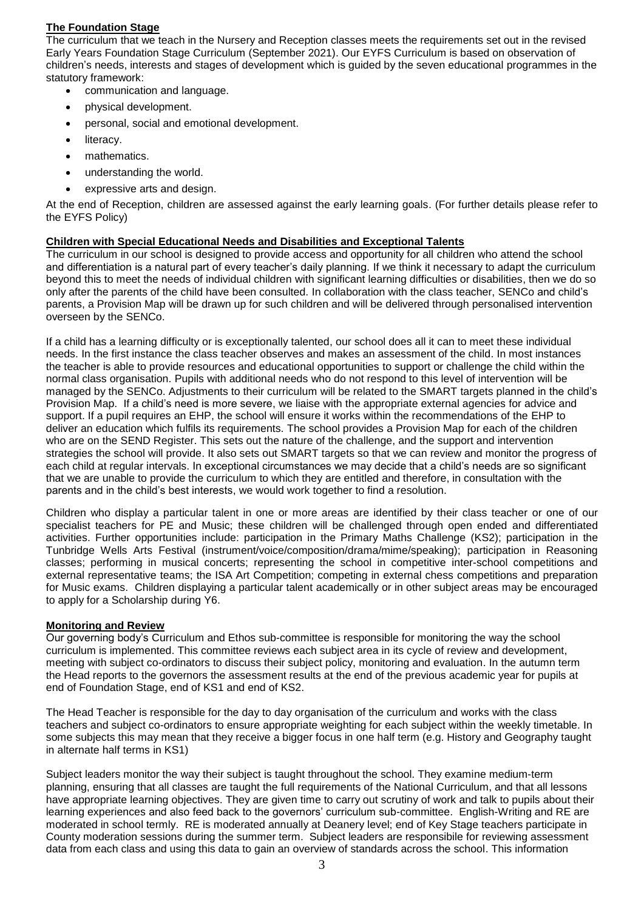## The Foundation Stage

The curriculum that we teach in the Nursery and Reception classes meets the requirements set out in the revised Early Years Foundation Stage Curriculum (September 2021). Our EYFS Curriculum is based on observation of children's needs, interests and stages of development which is guided by the seven educational programmes in the statutory framework:

- communication and language.
- physical development.
- personal, social and emotional development.
- literacy.
- mathematics.
- understanding the world.
- expressive arts and design.

At the end of Reception, children are assessed against the early learning goals. (For further details please refer to the EYFS Policy)

## Children with Special Educational Needs and Disabilities and Exceptional Talents

The curriculum in our school is designed to provide access and opportunity for all children who attend the school and differentiation is a natural part of every teacher's daily planning. If we think it necessary to adapt the curriculum beyond this to meet the needs of individual children with significant learning difficulties or disabilities, then we do so only after the parents of the child have been consulted. In collaboration with the class teacher, SENCo and child's parents, a Provision Map will be drawn up for such children and will be delivered through personalised intervention overseen by the SENCo.

If a child has a learning difficulty or is exceptionally talented, our school does all it can to meet these individual needs. In the first instance the class teacher observes and makes an assessment of the child. In most instances the teacher is able to provide resources and educational opportunities to support or challenge the child within the normal class organisation. Pupils with additional needs who do not respond to this level of intervention will be managed by the SENCo. Adjustments to their curriculum will be related to the SMART targets planned in the child's Provision Map. If a child's need is more severe, we liaise with the appropriate external agencies for advice and support. If a pupil requires an EHP, the school will ensure it works within the recommendations of the EHP to deliver an education which fulfils its requirements. The school provides a Provision Map for each of the children who are on the SEND Register. This sets out the nature of the challenge, and the support and intervention strategies the school will provide. It also sets out SMART targets so that we can review and monitor the progress of each child at regular intervals. In exceptional circumstances we may decide that a child's needs are so significant that we are unable to provide the curriculum to which they are entitled and therefore, in consultation with the parents and in the child's best interests, we would work together to find a resolution.

Children who display a particular talent in one or more areas are identified by their class teacher or one of our specialist teachers for PE and Music; these children will be challenged through open ended and differentiated activities. Further opportunities include: participation in the Primary Maths Challenge (KS2); participation in the Tunbridge Wells Arts Festival (instrument/voice/composition/drama/mime/speaking); participation in Reasoning classes; performing in musical concerts; representing the school in competitive inter-school competitions and external representative teams; the ISA Art Competition; competing in external chess competitions and preparation for Music exams. Children displaying a particular talent academically or in other subject areas may be encouraged to apply for a Scholarship during Y6.

## Monitoring and Review

Our governing body's Curriculum and Ethos sub-committee is responsible for monitoring the way the school curriculum is implemented. This committee reviews each subject area in its cycle of review and development, meeting with subject co-ordinators to discuss their subject policy, monitoring and evaluation. In the autumn term the Head reports to the governors the assessment results at the end of the previous academic year for pupils at end of Foundation Stage, end of KS1 and end of KS2.

The Head Teacher is responsible for the day to day organisation of the curriculum and works with the class teachers and subject co-ordinators to ensure appropriate weighting for each subject within the weekly timetable. In some subjects this may mean that they receive a bigger focus in one half term (e.g. History and Geography taught in alternate half terms in KS1)

Subject leaders monitor the way their subject is taught throughout the school. They examine medium-term planning, ensuring that all classes are taught the full requirements of the National Curriculum, and that all lessons have appropriate learning objectives. They are given time to carry out scrutiny of work and talk to pupils about their learning experiences and also feed back to the governors' curriculum sub-committee. English-Writing and RE are moderated in school termly. RE is moderated annually at Deanery level; end of Key Stage teachers participate in County moderation sessions during the summer term. Subject leaders are responsibile for reviewing assessment data from each class and using this data to gain an overview of standards across the school. This information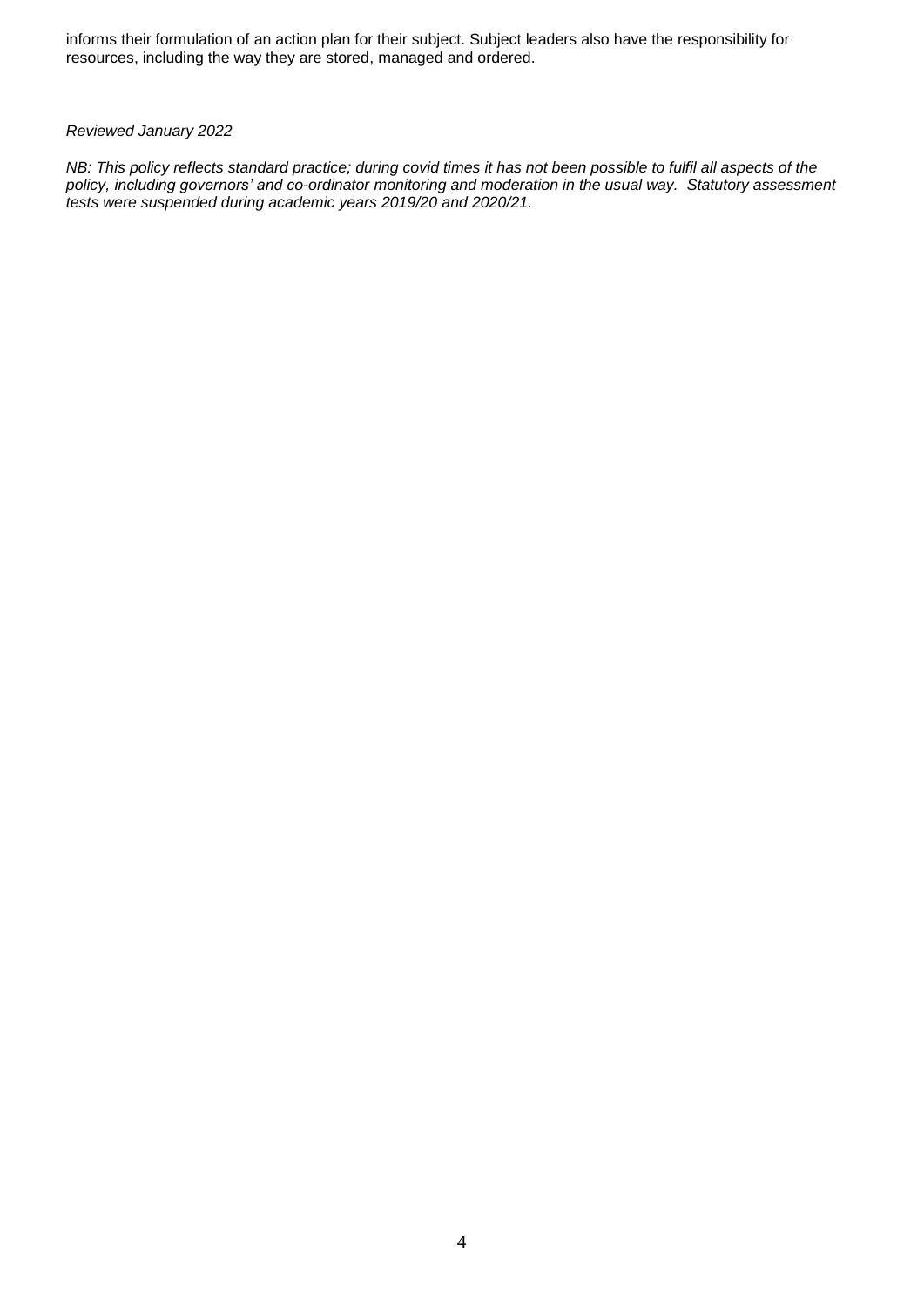informs their formulation of an action plan for their subject. Subject leaders also have the responsibility for resources, including the way they are stored, managed and ordered.

*Reviewed January 2022*

*NB: This policy reflects standard practice; during covid times it has not been possible to fulfil all aspects of the policy, including governors' and co-ordinator monitoring and moderation in the usual way. Statutory assessment tests were suspended during academic years 2019/20 and 2020/21.*